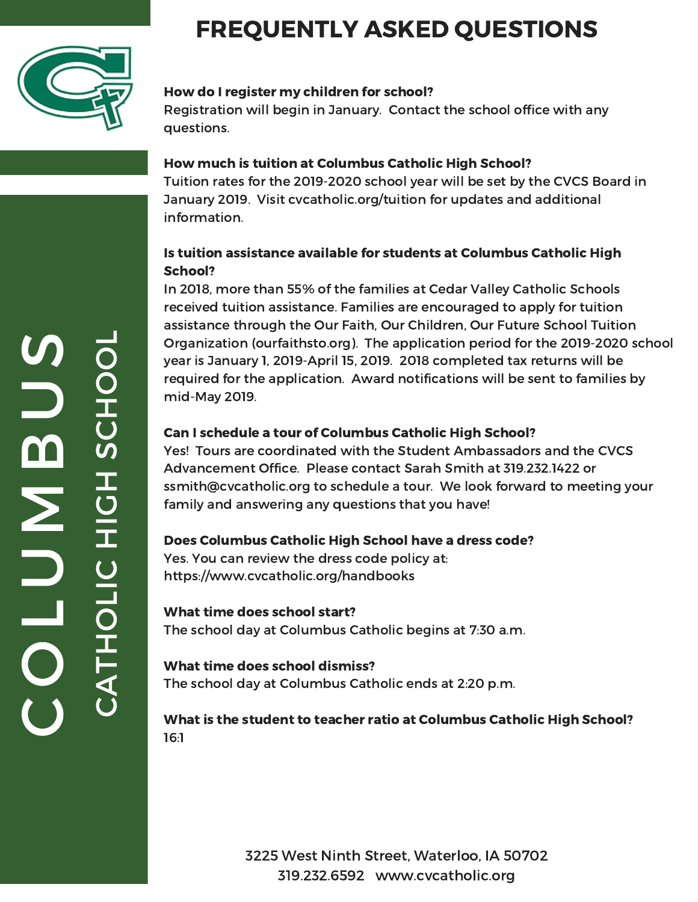# FREQUENTLY ASKED QUESTIONS

COLUMBUS CATHOLIC HIGH SCHOOL

**How do I register my children for school?**
Registration will begin in January. Contact the school office with any questions.

**How much is tuition at Columbus Catholic High School?**
Tuition rates for the 2019-2020 school year will be set by the CVCS Board in January 2019. Visit cvcatholic.org/tuition for updates and additional information.

**Is tuition assistance available for students at Columbus Catholic High School?**
In 2018, more than 55% of the families at Cedar Valley Catholic Schools received tuition assistance. Families are encouraged to apply for tuition assistance through the Our Faith, Our Children, Our Future School Tuition Organization (ourfaithsto.org). The application period for the 2019-2020 school year is January 1, 2019-April 15, 2019. 2018 completed tax returns will be required for the application. Award notifications will be sent to families by mid-May 2019.

**Can I schedule a tour of Columbus Catholic High School?**
Yes! Tours are coordinated with the Student Ambassadors and the CVCS Advancement Office. Please contact Sarah Smith at 319.232.1422 or ssmith@cvcatholic.org to schedule a tour. We look forward to meeting your family and answering any questions that you have!

**Does Columbus Catholic High School have a dress code?**
Yes. You can review the dress code policy at: https://www.cvcatholic.org/handbooks

**What time does school start?**
The school day at Columbus Catholic begins at 7:30 a.m.

**What time does school dismiss?**
The school day at Columbus Catholic ends at 2:20 p.m.

**What is the student to teacher ratio at Columbus Catholic High School?**
16:1

3225 West Ninth Street, Waterloo, IA 50702
319.232.6592 www.cvcatholic.org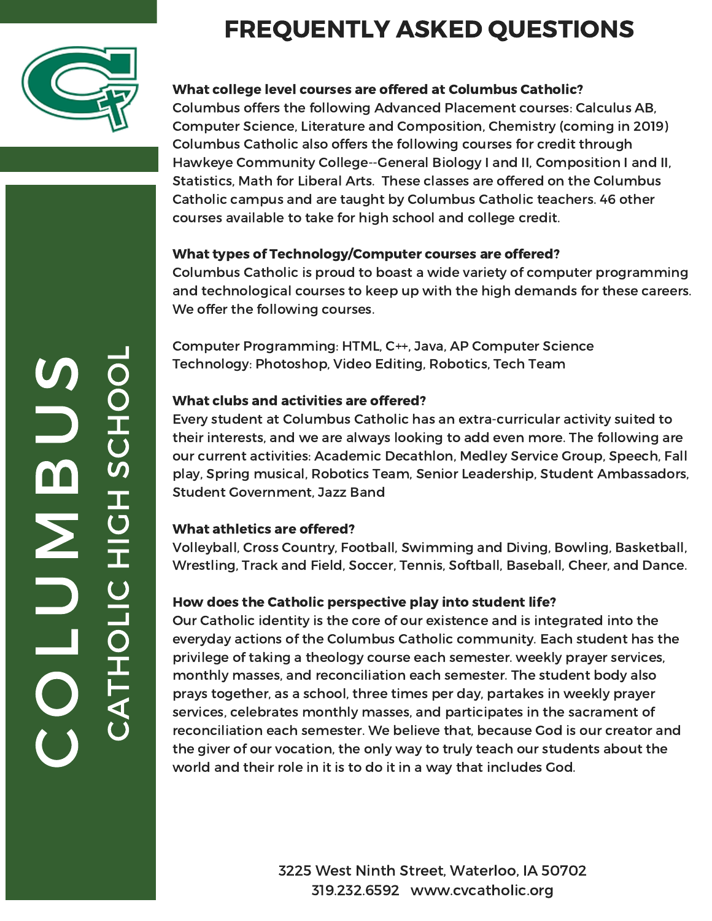# FREQUENTLY ASKED QUESTIONS

COLUMBUS CATHOLIC HIGH SCHOOL

**What college level courses are offered at Columbus Catholic?**
Columbus offers the following Advanced Placement courses: Calculus AB, Computer Science, Literature and Composition, Chemistry (coming in 2019) Columbus Catholic also offers the following courses for credit through Hawkeye Community College--General Biology I and II, Composition I and II, Statistics, Math for Liberal Arts. These classes are offered on the Columbus Catholic campus and are taught by Columbus Catholic teachers. 46 other courses available to take for high school and college credit.

**What types of Technology/Computer courses are offered?**
Columbus Catholic is proud to boast a wide variety of computer programming and technological courses to keep up with the high demands for these careers. We offer the following courses.

Computer Programming: HTML, C++, Java, AP Computer Science
Technology: Photoshop, Video Editing, Robotics, Tech Team

**What clubs and activities are offered?**
Every student at Columbus Catholic has an extra-curricular activity suited to their interests, and we are always looking to add even more. The following are our current activities: Academic Decathlon, Medley Service Group, Speech, Fall play, Spring musical, Robotics Team, Senior Leadership, Student Ambassadors, Student Government, Jazz Band

**What athletics are offered?**
Volleyball, Cross Country, Football, Swimming and Diving, Bowling, Basketball, Wrestling, Track and Field, Soccer, Tennis, Softball, Baseball, Cheer, and Dance.

**How does the Catholic perspective play into student life?**
Our Catholic identity is the core of our existence and is integrated into the everyday actions of the Columbus Catholic community. Each student has the privilege of taking a theology course each semester. weekly prayer services, monthly masses, and reconciliation each semester. The student body also prays together, as a school, three times per day, partakes in weekly prayer services, celebrates monthly masses, and participates in the sacrament of reconciliation each semester. We believe that, because God is our creator and the giver of our vocation, the only way to truly teach our students about the world and their role in it is to do it in a way that includes God.

3225 West Ninth Street, Waterloo, IA 50702
319.232.6592 www.cvcatholic.org